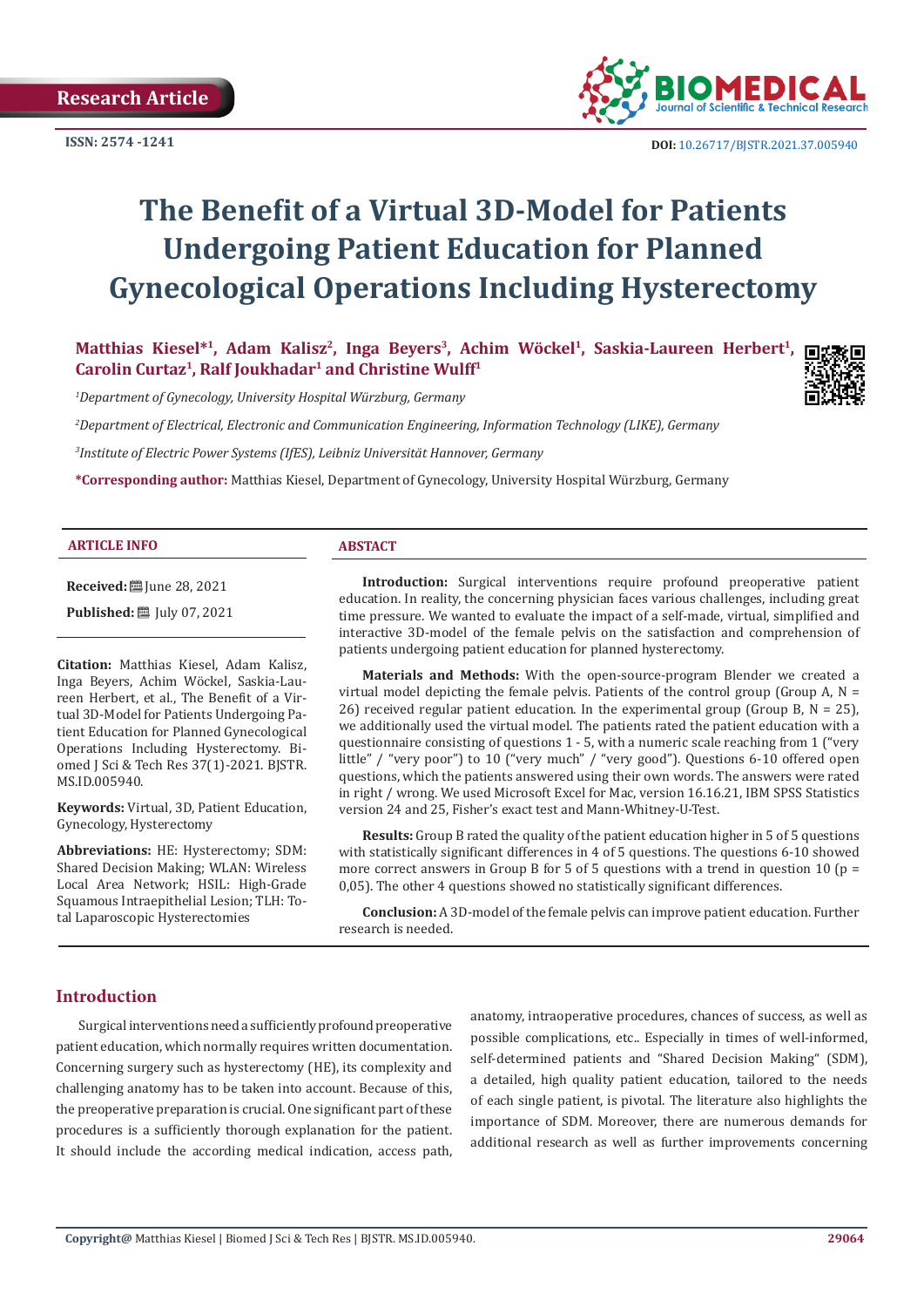Research Article

ISSN: 2574 -1241

DOI: 10.26717/BJSTR.2021.37.005940

# The Benefit of a Virtual 3D-Model for Patients Undergoing Patient Education for Planned Gynecological Operations Including Hysterectomy

**Matthias Kiesel*[1], Adam Kalisz[2], Inga Beyers[3], Achim Wöckel[1], Saskia-Laureen Herbert[1], Carolin Curtaz[1], Ralf Joukhadar[1] and Christine Wulff[1]**

*[1]Department of Gynecology, University Hospital Würzburg, Germany*

*[2]Department of Electrical, Electronic and Communication Engineering, Information Technology (LIKE), Germany*

*[3]Institute of Electric Power Systems (IfES), Leibniz Universität Hannover, Germany*

***Corresponding author:** Matthias Kiesel, Department of Gynecology, University Hospital Würzburg, Germany

#### ARTICLE INFO

**Received:** June 28, 2021

**Published:** July 07, 2021

**Citation:** Matthias Kiesel, Adam Kalisz, Inga Beyers, Achim Wöckel, Saskia-Laureen Herbert, et al., The Benefit of a Virtual 3D-Model for Patients Undergoing Patient Education for Planned Gynecological Operations Including Hysterectomy. Biomed J Sci & Tech Res 37(1)-2021. BJSTR. MS.ID.005940.

**Keywords:** Virtual, 3D, Patient Education, Gynecology, Hysterectomy

**Abbreviations:** HE: Hysterectomy; SDM: Shared Decision Making; WLAN: Wireless Local Area Network; HSIL: High-Grade Squamous Intraepithelial Lesion; TLH: Total Laparoscopic Hysterectomies

#### ABSTACT

**Introduction:** Surgical interventions require profound preoperative patient education. In reality, the concerning physician faces various challenges, including great time pressure. We wanted to evaluate the impact of a self-made, virtual, simplified and interactive 3D-model of the female pelvis on the satisfaction and comprehension of patients undergoing patient education for planned hysterectomy.

**Materials and Methods:** With the open-source-program Blender we created a virtual model depicting the female pelvis. Patients of the control group (Group A, N = 26) received regular patient education. In the experimental group (Group B, N = 25), we additionally used the virtual model. The patients rated the patient education with a questionnaire consisting of questions 1 - 5, with a numeric scale reaching from 1 ("very little" / "very poor") to 10 ("very much" / "very good"). Questions 6-10 offered open questions, which the patients answered using their own words. The answers were rated in right / wrong. We used Microsoft Excel for Mac, version 16.16.21, IBM SPSS Statistics version 24 and 25, Fisher's exact test and Mann-Whitney-U-Test.

**Results:** Group B rated the quality of the patient education higher in 5 of 5 questions with statistically significant differences in 4 of 5 questions. The questions 6-10 showed more correct answers in Group B for 5 of 5 questions with a trend in question 10 (p = 0,05). The other 4 questions showed no statistically significant differences.

**Conclusion:** A 3D-model of the female pelvis can improve patient education. Further research is needed.

## Introduction

Surgical interventions need a sufficiently profound preoperative patient education, which normally requires written documentation. Concerning surgery such as hysterectomy (HE), its complexity and challenging anatomy has to be taken into account. Because of this, the preoperative preparation is crucial. One significant part of these procedures is a sufficiently thorough explanation for the patient. It should include the according medical indication, access path, anatomy, intraoperative procedures, chances of success, as well as possible complications, etc.. Especially in times of well-informed, self-determined patients and "Shared Decision Making" (SDM), a detailed, high quality patient education, tailored to the needs of each single patient, is pivotal. The literature also highlights the importance of SDM. Moreover, there are numerous demands for additional research as well as further improvements concerning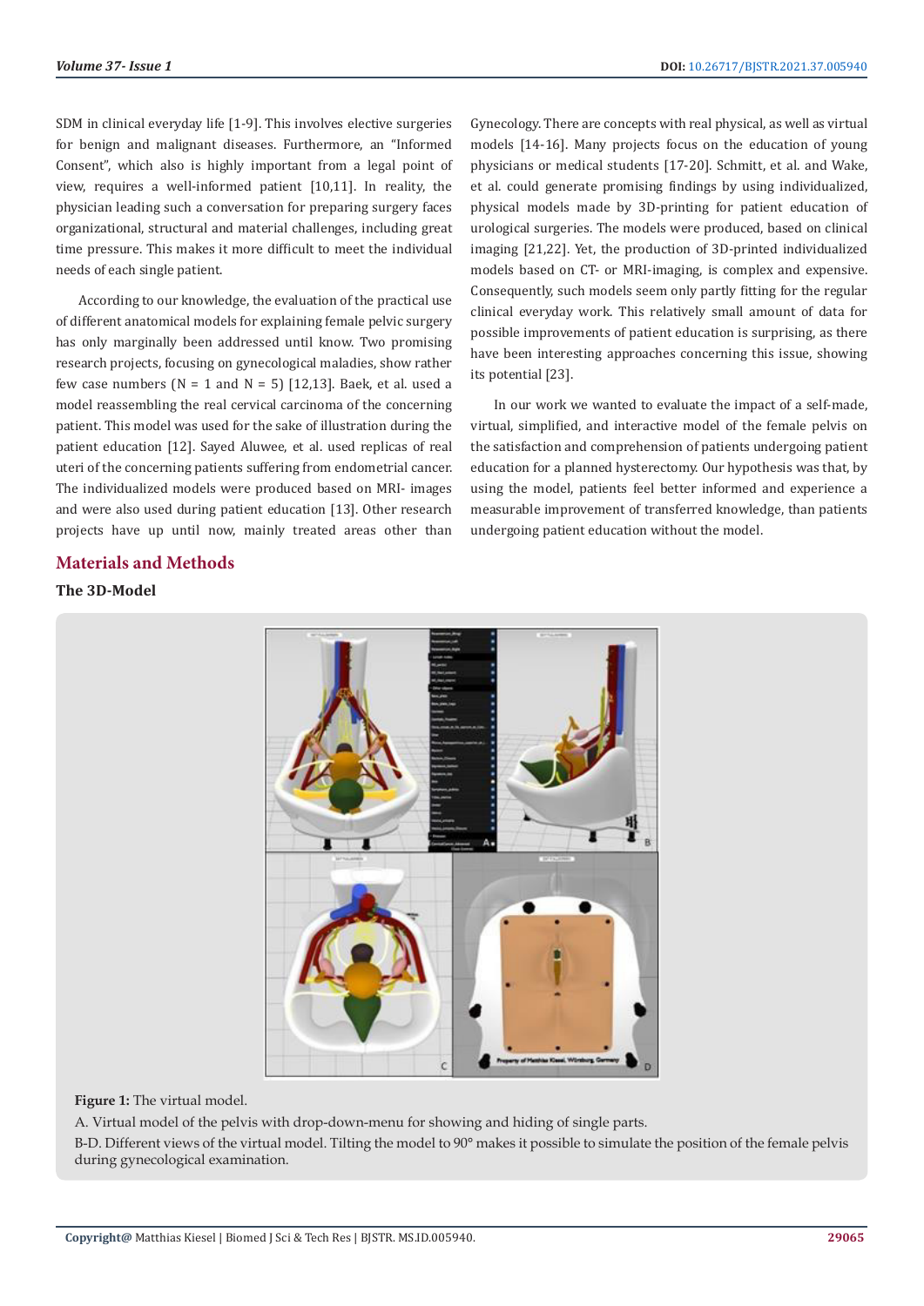SDM in clinical everyday life [1-9]. This involves elective surgeries for benign and malignant diseases. Furthermore, an "Informed Consent", which also is highly important from a legal point of view, requires a well-informed patient [10,11]. In reality, the physician leading such a conversation for preparing surgery faces organizational, structural and material challenges, including great time pressure. This makes it more difficult to meet the individual needs of each single patient.

According to our knowledge, the evaluation of the practical use of different anatomical models for explaining female pelvic surgery has only marginally been addressed until know. Two promising research projects, focusing on gynecological maladies, show rather few case numbers (N = 1 and N = 5) [12,13]. Baek, et al. used a model reassembling the real cervical carcinoma of the concerning patient. This model was used for the sake of illustration during the patient education [12]. Sayed Aluwee, et al. used replicas of real uteri of the concerning patients suffering from endometrial cancer. The individualized models were produced based on MRI- images and were also used during patient education [13]. Other research projects have up until now, mainly treated areas other than Gynecology. There are concepts with real physical, as well as virtual models [14-16]. Many projects focus on the education of young physicians or medical students [17-20]. Schmitt, et al. and Wake, et al. could generate promising findings by using individualized, physical models made by 3D-printing for patient education of urological surgeries. The models were produced, based on clinical imaging [21,22]. Yet, the production of 3D-printed individualized models based on CT- or MRI-imaging, is complex and expensive. Consequently, such models seem only partly fitting for the regular clinical everyday work. This relatively small amount of data for possible improvements of patient education is surprising, as there have been interesting approaches concerning this issue, showing its potential [23].

In our work we wanted to evaluate the impact of a self-made, virtual, simplified, and interactive model of the female pelvis on the satisfaction and comprehension of patients undergoing patient education for a planned hysterectomy. Our hypothesis was that, by using the model, patients feel better informed and experience a measurable improvement of transferred knowledge, than patients undergoing patient education without the model.

## Materials and Methods

### The 3D-Model

**Figure 1:** The virtual model.

A. Virtual model of the pelvis with drop-down-menu for showing and hiding of single parts.

B-D. Different views of the virtual model. Tilting the model to 90° makes it possible to simulate the position of the female pelvis during gynecological examination.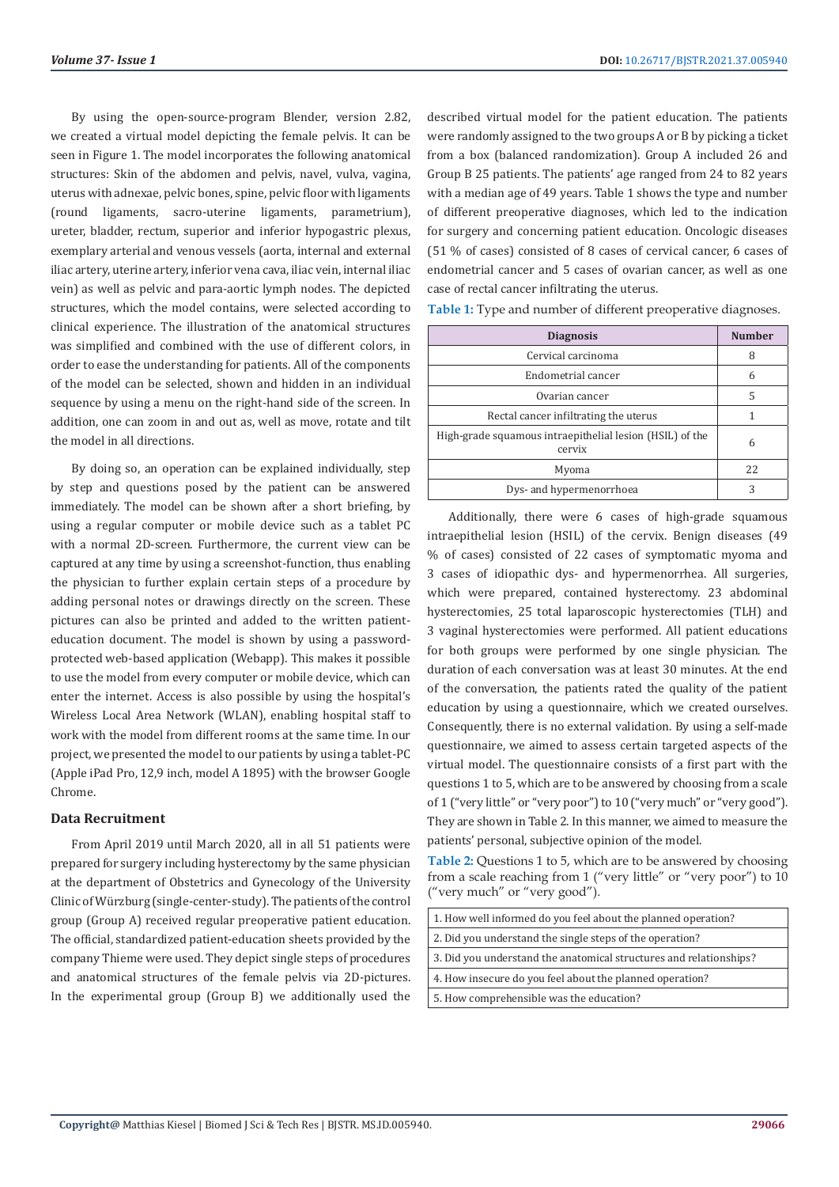By using the open-source-program Blender, version 2.82, we created a virtual model depicting the female pelvis. It can be seen in Figure 1. The model incorporates the following anatomical structures: Skin of the abdomen and pelvis, navel, vulva, vagina, uterus with adnexae, pelvic bones, spine, pelvic floor with ligaments (round ligaments, sacro-uterine ligaments, parametrium), ureter, bladder, rectum, superior and inferior hypogastric plexus, exemplary arterial and venous vessels (aorta, internal and external iliac artery, uterine artery, inferior vena cava, iliac vein, internal iliac vein) as well as pelvic and para-aortic lymph nodes. The depicted structures, which the model contains, were selected according to clinical experience. The illustration of the anatomical structures was simplified and combined with the use of different colors, in order to ease the understanding for patients. All of the components of the model can be selected, shown and hidden in an individual sequence by using a menu on the right-hand side of the screen. In addition, one can zoom in and out as, well as move, rotate and tilt the model in all directions.

By doing so, an operation can be explained individually, step by step and questions posed by the patient can be answered immediately. The model can be shown after a short briefing, by using a regular computer or mobile device such as a tablet PC with a normal 2D-screen. Furthermore, the current view can be captured at any time by using a screenshot-function, thus enabling the physician to further explain certain steps of a procedure by adding personal notes or drawings directly on the screen. These pictures can also be printed and added to the written patient-education document. The model is shown by using a password-protected web-based application (Webapp). This makes it possible to use the model from every computer or mobile device, which can enter the internet. Access is also possible by using the hospital's Wireless Local Area Network (WLAN), enabling hospital staff to work with the model from different rooms at the same time. In our project, we presented the model to our patients by using a tablet-PC (Apple iPad Pro, 12,9 inch, model A 1895) with the browser Google Chrome.

### Data Recruitment

From April 2019 until March 2020, all in all 51 patients were prepared for surgery including hysterectomy by the same physician at the department of Obstetrics and Gynecology of the University Clinic of Würzburg (single-center-study). The patients of the control group (Group A) received regular preoperative patient education. The official, standardized patient-education sheets provided by the company Thieme were used. They depict single steps of procedures and anatomical structures of the female pelvis via 2D-pictures. In the experimental group (Group B) we additionally used the described virtual model for the patient education. The patients were randomly assigned to the two groups A or B by picking a ticket from a box (balanced randomization). Group A included 26 and Group B 25 patients. The patients' age ranged from 24 to 82 years with a median age of 49 years. Table 1 shows the type and number of different preoperative diagnoses, which led to the indication for surgery and concerning patient education. Oncologic diseases (51 % of cases) consisted of 8 cases of cervical cancer, 6 cases of endometrial cancer and 5 cases of ovarian cancer, as well as one case of rectal cancer infiltrating the uterus.

**Table 1:** Type and number of different preoperative diagnoses.

| Diagnosis | Number |
|---|---|
| Cervical carcinoma | 8 |
| Endometrial cancer | 6 |
| Ovarian cancer | 5 |
| Rectal cancer infiltrating the uterus | 1 |
| High-grade squamous intraepithelial lesion (HSIL) of the cervix | 6 |
| Myoma | 22 |
| Dys- and hypermenorrhoea | 3 |

Additionally, there were 6 cases of high-grade squamous intraepithelial lesion (HSIL) of the cervix. Benign diseases (49 % of cases) consisted of 22 cases of symptomatic myoma and 3 cases of idiopathic dys- and hypermenorrhea. All surgeries, which were prepared, contained hysterectomy. 23 abdominal hysterectomies, 25 total laparoscopic hysterectomies (TLH) and 3 vaginal hysterectomies were performed. All patient educations for both groups were performed by one single physician. The duration of each conversation was at least 30 minutes. At the end of the conversation, the patients rated the quality of the patient education by using a questionnaire, which we created ourselves. Consequently, there is no external validation. By using a self-made questionnaire, we aimed to assess certain targeted aspects of the virtual model. The questionnaire consists of a first part with the questions 1 to 5, which are to be answered by choosing from a scale of 1 ("very little" or "very poor") to 10 ("very much" or "very good"). They are shown in Table 2. In this manner, we aimed to measure the patients' personal, subjective opinion of the model.

**Table 2:** Questions 1 to 5, which are to be answered by choosing from a scale reaching from 1 ("very little" or "very poor") to 10 ("very much" or "very good").

| Questions |
|---|
| 1. How well informed do you feel about the planned operation? |
| 2. Did you understand the single steps of the operation? |
| 3. Did you understand the anatomical structures and relationships? |
| 4. How insecure do you feel about the planned operation? |
| 5. How comprehensible was the education? |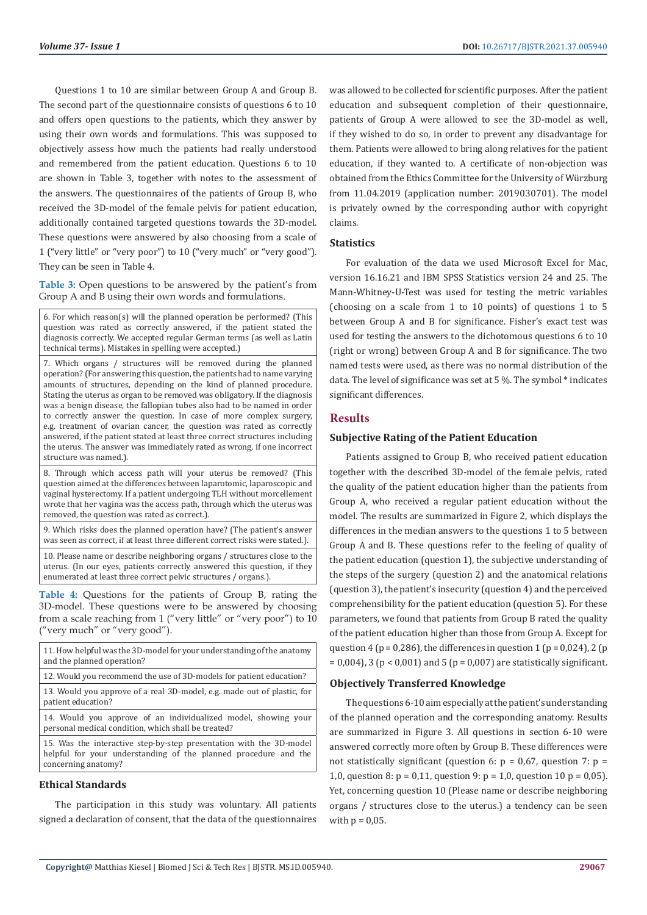Questions 1 to 10 are similar between Group A and Group B. The second part of the questionnaire consists of questions 6 to 10 and offers open questions to the patients, which they answer by using their own words and formulations. This was supposed to objectively assess how much the patients had really understood and remembered from the patient education. Questions 6 to 10 are shown in Table 3, together with notes to the assessment of the answers. The questionnaires of the patients of Group B, who received the 3D-model of the female pelvis for patient education, additionally contained targeted questions towards the 3D-model. These questions were answered by also choosing from a scale of 1 ("very little" or "very poor") to 10 ("very much" or "very good"). They can be seen in Table 4.

**Table 3:** Open questions to be answered by the patient's from Group A and B using their own words and formulations.

| |
|---|
| 6. For which reason(s) will the planned operation be performed? (This question was rated as correctly answered, if the patient stated the diagnosis correctly. We accepted regular German terms (as well as Latin technical terms). Mistakes in spelling were accepted.) |
| 7. Which organs / structures will be removed during the planned operation? (For answering this question, the patients had to name varying amounts of structures, depending on the kind of planned procedure. Stating the uterus as organ to be removed was obligatory. If the diagnosis was a benign disease, the fallopian tubes also had to be named in order to correctly answer the question. In case of more complex surgery, e.g. treatment of ovarian cancer, the question was rated as correctly answered, if the patient stated at least three correct structures including the uterus. The answer was immediately rated as wrong, if one incorrect structure was named.). |
| 8. Through which access path will your uterus be removed? (This question aimed at the differences between laparotomic, laparoscopic and vaginal hysterectomy. If a patient undergoing TLH without morcellement wrote that her vagina was the access path, through which the uterus was removed, the question was rated as correct.). |
| 9. Which risks does the planned operation have? (The patient's answer was seen as correct, if at least three different correct risks were stated.). |
| 10. Please name or describe neighboring organs / structures close to the uterus. (In our eyes, patients correctly answered this question, if they enumerated at least three correct pelvic structures / organs.). |

**Table 4:** Questions for the patients of Group B, rating the 3D-model. These questions were to be answered by choosing from a scale reaching from 1 ("very little" or "very poor") to 10 ("very much" or "very good").

| |
|---|
| 11. How helpful was the 3D-model for your understanding of the anatomy and the planned operation? |
| 12. Would you recommend the use of 3D-models for patient education? |
| 13. Would you approve of a real 3D-model, e.g. made out of plastic, for patient education? |
| 14. Would you approve of an individualized model, showing your personal medical condition, which shall be treated? |
| 15. Was the interactive step-by-step presentation with the 3D-model helpful for your understanding of the planned procedure and the concerning anatomy? |

## Ethical Standards

The participation in this study was voluntary. All patients signed a declaration of consent, that the data of the questionnaires was allowed to be collected for scientific purposes. After the patient education and subsequent completion of their questionnaire, patients of Group A were allowed to see the 3D-model as well, if they wished to do so, in order to prevent any disadvantage for them. Patients were allowed to bring along relatives for the patient education, if they wanted to. A certificate of non-objection was obtained from the Ethics Committee for the University of Würzburg from 11.04.2019 (application number: 2019030701). The model is privately owned by the corresponding author with copyright claims.

## Statistics

For evaluation of the data we used Microsoft Excel for Mac, version 16.16.21 and IBM SPSS Statistics version 24 and 25. The Mann-Whitney-U-Test was used for testing the metric variables (choosing on a scale from 1 to 10 points) of questions 1 to 5 between Group A and B for significance. Fisher's exact test was used for testing the answers to the dichotomous questions 6 to 10 (right or wrong) between Group A and B for significance. The two named tests were used, as there was no normal distribution of the data. The level of significance was set at 5 %. The symbol * indicates significant differences.

# Results

## Subjective Rating of the Patient Education

Patients assigned to Group B, who received patient education together with the described 3D-model of the female pelvis, rated the quality of the patient education higher than the patients from Group A, who received a regular patient education without the model. The results are summarized in Figure 2, which displays the differences in the median answers to the questions 1 to 5 between Group A and B. These questions refer to the feeling of quality of the patient education (question 1), the subjective understanding of the steps of the surgery (question 2) and the anatomical relations (question 3), the patient's insecurity (question 4) and the perceived comprehensibility for the patient education (question 5). For these parameters, we found that patients from Group B rated the quality of the patient education higher than those from Group A. Except for question 4 ($p = 0{,}286$), the differences in question 1 ($p = 0{,}024$), 2 ($p = 0{,}004$), 3 ($p < 0{,}001$) and 5 ($p = 0{,}007$) are statistically significant.

## Objectively Transferred Knowledge

The questions 6-10 aim especially at the patient's understanding of the planned operation and the corresponding anatomy. Results are summarized in Figure 3. All questions in section 6-10 were answered correctly more often by Group B. These differences were not statistically significant (question 6: $p = 0{,}67$, question 7: $p = 1{,}0$, question 8: $p = 0{,}11$, question 9: $p = 1{,}0$, question 10 $p = 0{,}05$). Yet, concerning question 10 (Please name or describe neighboring organs / structures close to the uterus.) a tendency can be seen with $p = 0{,}05$.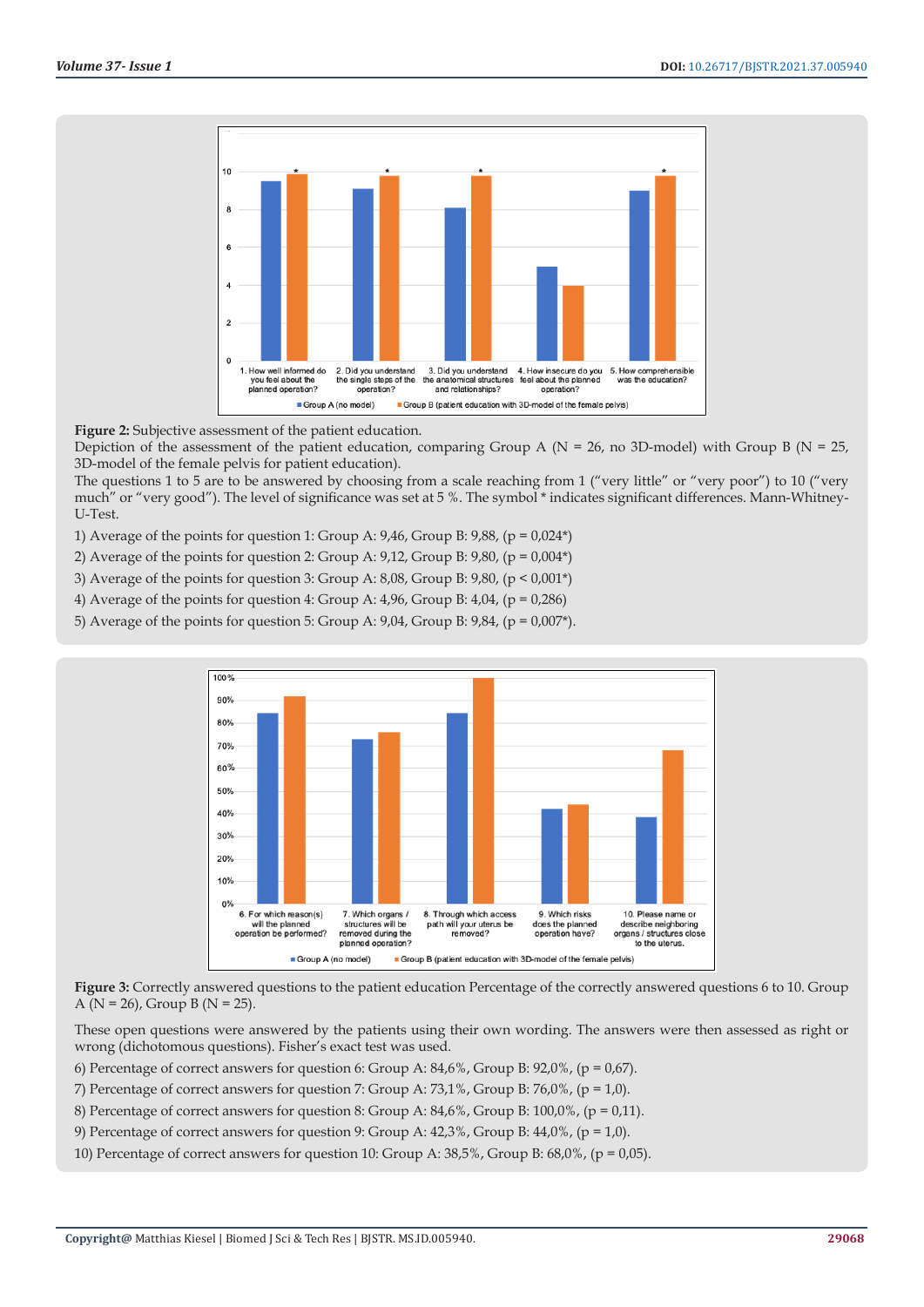**Figure 2:** Subjective assessment of the patient education.

Depiction of the assessment of the patient education, comparing Group A (N = 26, no 3D-model) with Group B (N = 25, 3D-model of the female pelvis for patient education).

The questions 1 to 5 are to be answered by choosing from a scale reaching from 1 ("very little" or "very poor") to 10 ("very much" or "very good"). The level of significance was set at 5 %. The symbol * indicates significant differences. Mann-Whitney-U-Test.

1) Average of the points for question 1: Group A: 9,46, Group B: 9,88, (p = 0,024*)

2) Average of the points for question 2: Group A: 9,12, Group B: 9,80, (p = 0,004*)

3) Average of the points for question 3: Group A: 8,08, Group B: 9,80, (p < 0,001*)

4) Average of the points for question 4: Group A: 4,96, Group B: 4,04, (p = 0,286)

5) Average of the points for question 5: Group A: 9,04, Group B: 9,84, (p = 0,007*).

**Figure 3:** Correctly answered questions to the patient education Percentage of the correctly answered questions 6 to 10. Group A (N = 26), Group B (N = 25).

These open questions were answered by the patients using their own wording. The answers were then assessed as right or wrong (dichotomous questions). Fisher's exact test was used.

6) Percentage of correct answers for question 6: Group A: 84,6%, Group B: 92,0%, (p = 0,67).

7) Percentage of correct answers for question 7: Group A: 73,1%, Group B: 76,0%, (p = 1,0).

8) Percentage of correct answers for question 8: Group A: 84,6%, Group B: 100,0%, (p = 0,11).

9) Percentage of correct answers for question 9: Group A: 42,3%, Group B: 44,0%, (p = 1,0).

10) Percentage of correct answers for question 10: Group A: 38,5%, Group B: 68,0%, (p = 0,05).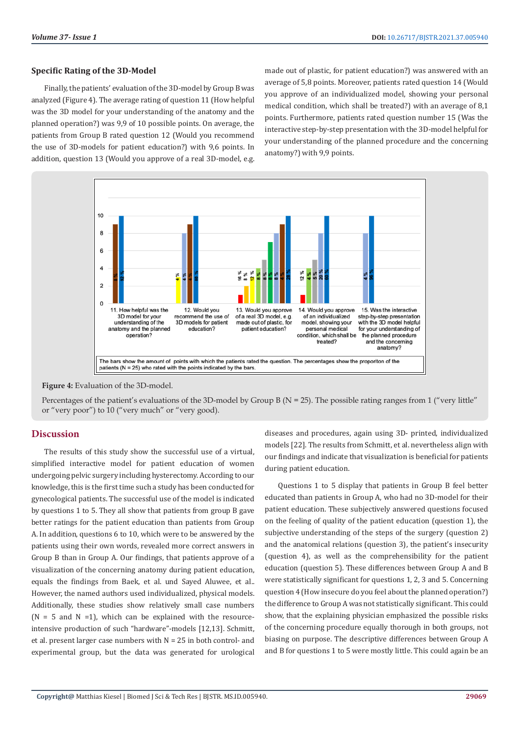### Specific Rating of the 3D-Model

Finally, the patients' evaluation of the 3D-model by Group B was analyzed (Figure 4). The average rating of question 11 (How helpful was the 3D model for your understanding of the anatomy and the planned operation?) was 9,9 of 10 possible points. On average, the patients from Group B rated question 12 (Would you recommend the use of 3D-models for patient education?) with 9,6 points. In addition, question 13 (Would you approve of a real 3D-model, e.g. made out of plastic, for patient education?) was answered with an average of 5,8 points. Moreover, patients rated question 14 (Would you approve of an individualized model, showing your personal medical condition, which shall be treated?) with an average of 8,1 points. Furthermore, patients rated question number 15 (Was the interactive step-by-step presentation with the 3D-model helpful for your understanding of the planned procedure and the concerning anatomy?) with 9,9 points.

**Figure 4:** Evaluation of the 3D-model.

Percentages of the patient's evaluations of the 3D-model by Group B (N = 25). The possible rating ranges from 1 ("very little" or "very poor") to 10 ("very much" or "very good).

## Discussion

The results of this study show the successful use of a virtual, simplified interactive model for patient education of women undergoing pelvic surgery including hysterectomy. According to our knowledge, this is the first time such a study has been conducted for gynecological patients. The successful use of the model is indicated by questions 1 to 5. They all show that patients from group B gave better ratings for the patient education than patients from Group A. In addition, questions 6 to 10, which were to be answered by the patients using their own words, revealed more correct answers in Group B than in Group A. Our findings, that patients approve of a visualization of the concerning anatomy during patient education, equals the findings from Baek, et al. und Sayed Aluwee, et al.. However, the named authors used individualized, physical models. Additionally, these studies show relatively small case numbers (N = 5 and N =1), which can be explained with the resource-intensive production of such "hardware"-models [12,13]. Schmitt, et al. present larger case numbers with N = 25 in both control- and experimental group, but the data was generated for urological diseases and procedures, again using 3D- printed, individualized models [22]. The results from Schmitt, et al. nevertheless align with our findings and indicate that visualization is beneficial for patients during patient education.

Questions 1 to 5 display that patients in Group B feel better educated than patients in Group A, who had no 3D-model for their patient education. These subjectively answered questions focused on the feeling of quality of the patient education (question 1), the subjective understanding of the steps of the surgery (question 2) and the anatomical relations (question 3), the patient's insecurity (question 4), as well as the comprehensibility for the patient education (question 5). These differences between Group A and B were statistically significant for questions 1, 2, 3 and 5. Concerning question 4 (How insecure do you feel about the planned operation?) the difference to Group A was not statistically significant. This could show, that the explaining physician emphasized the possible risks of the concerning procedure equally thorough in both groups, not biasing on purpose. The descriptive differences between Group A and B for questions 1 to 5 were mostly little. This could again be an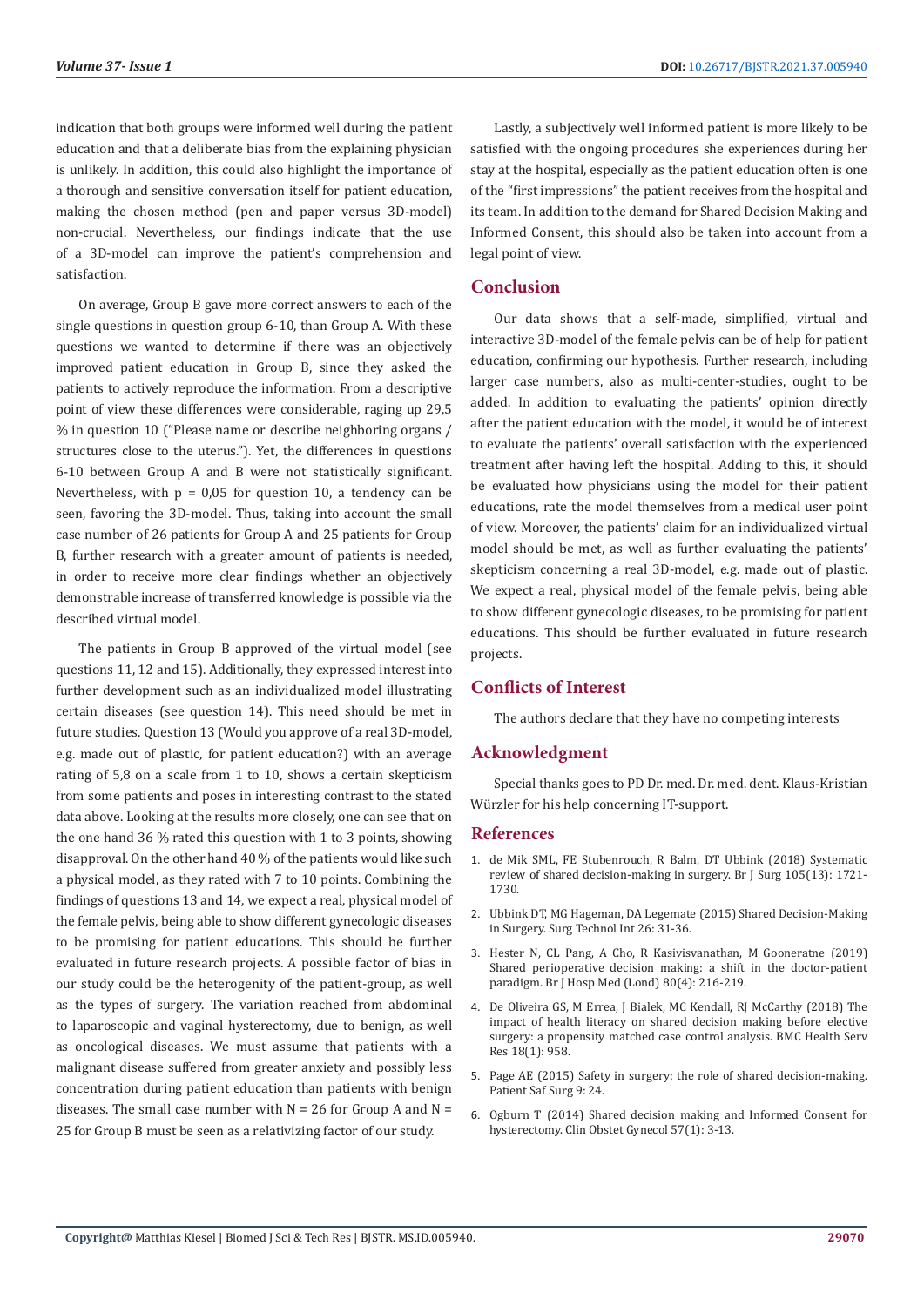indication that both groups were informed well during the patient education and that a deliberate bias from the explaining physician is unlikely. In addition, this could also highlight the importance of a thorough and sensitive conversation itself for patient education, making the chosen method (pen and paper versus 3D-model) non-crucial. Nevertheless, our findings indicate that the use of a 3D-model can improve the patient's comprehension and satisfaction.

On average, Group B gave more correct answers to each of the single questions in question group 6-10, than Group A. With these questions we wanted to determine if there was an objectively improved patient education in Group B, since they asked the patients to actively reproduce the information. From a descriptive point of view these differences were considerable, raging up 29,5 % in question 10 ("Please name or describe neighboring organs / structures close to the uterus."). Yet, the differences in questions 6-10 between Group A and B were not statistically significant. Nevertheless, with $p = 0{,}05$ for question 10, a tendency can be seen, favoring the 3D-model. Thus, taking into account the small case number of 26 patients for Group A and 25 patients for Group B, further research with a greater amount of patients is needed, in order to receive more clear findings whether an objectively demonstrable increase of transferred knowledge is possible via the described virtual model.

The patients in Group B approved of the virtual model (see questions 11, 12 and 15). Additionally, they expressed interest into further development such as an individualized model illustrating certain diseases (see question 14). This need should be met in future studies. Question 13 (Would you approve of a real 3D-model, e.g. made out of plastic, for patient education?) with an average rating of 5,8 on a scale from 1 to 10, shows a certain skepticism from some patients and poses in interesting contrast to the stated data above. Looking at the results more closely, one can see that on the one hand 36 % rated this question with 1 to 3 points, showing disapproval. On the other hand 40 % of the patients would like such a physical model, as they rated with 7 to 10 points. Combining the findings of questions 13 and 14, we expect a real, physical model of the female pelvis, being able to show different gynecologic diseases to be promising for patient educations. This should be further evaluated in future research projects. A possible factor of bias in our study could be the heterogenity of the patient-group, as well as the types of surgery. The variation reached from abdominal to laparoscopic and vaginal hysterectomy, due to benign, as well as oncological diseases. We must assume that patients with a malignant disease suffered from greater anxiety and possibly less concentration during patient education than patients with benign diseases. The small case number with $N = 26$ for Group A and $N = 25$ for Group B must be seen as a relativizing factor of our study.

Lastly, a subjectively well informed patient is more likely to be satisfied with the ongoing procedures she experiences during her stay at the hospital, especially as the patient education often is one of the "first impressions" the patient receives from the hospital and its team. In addition to the demand for Shared Decision Making and Informed Consent, this should also be taken into account from a legal point of view.

## Conclusion

Our data shows that a self-made, simplified, virtual and interactive 3D-model of the female pelvis can be of help for patient education, confirming our hypothesis. Further research, including larger case numbers, also as multi-center-studies, ought to be added. In addition to evaluating the patients' opinion directly after the patient education with the model, it would be of interest to evaluate the patients' overall satisfaction with the experienced treatment after having left the hospital. Adding to this, it should be evaluated how physicians using the model for their patient educations, rate the model themselves from a medical user point of view. Moreover, the patients' claim for an individualized virtual model should be met, as well as further evaluating the patients' skepticism concerning a real 3D-model, e.g. made out of plastic. We expect a real, physical model of the female pelvis, being able to show different gynecologic diseases, to be promising for patient educations. This should be further evaluated in future research projects.

## Conflicts of Interest

The authors declare that they have no competing interests

## Acknowledgment

Special thanks goes to PD Dr. med. Dr. med. dent. Klaus-Kristian Würzler for his help concerning IT-support.

## References

1. de Mik SML, FE Stubenrouch, R Balm, DT Ubbink (2018) Systematic review of shared decision-making in surgery. Br J Surg 105(13): 1721-1730.
2. Ubbink DT, MG Hageman, DA Legemate (2015) Shared Decision-Making in Surgery. Surg Technol Int 26: 31-36.
3. Hester N, CL Pang, A Cho, R Kasivisvanathan, M Gooneratne (2019) Shared perioperative decision making: a shift in the doctor-patient paradigm. Br J Hosp Med (Lond) 80(4): 216-219.
4. De Oliveira GS, M Errea, J Bialek, MC Kendall, RJ McCarthy (2018) The impact of health literacy on shared decision making before elective surgery: a propensity matched case control analysis. BMC Health Serv Res 18(1): 958.
5. Page AE (2015) Safety in surgery: the role of shared decision-making. Patient Saf Surg 9: 24.
6. Ogburn T (2014) Shared decision making and Informed Consent for hysterectomy. Clin Obstet Gynecol 57(1): 3-13.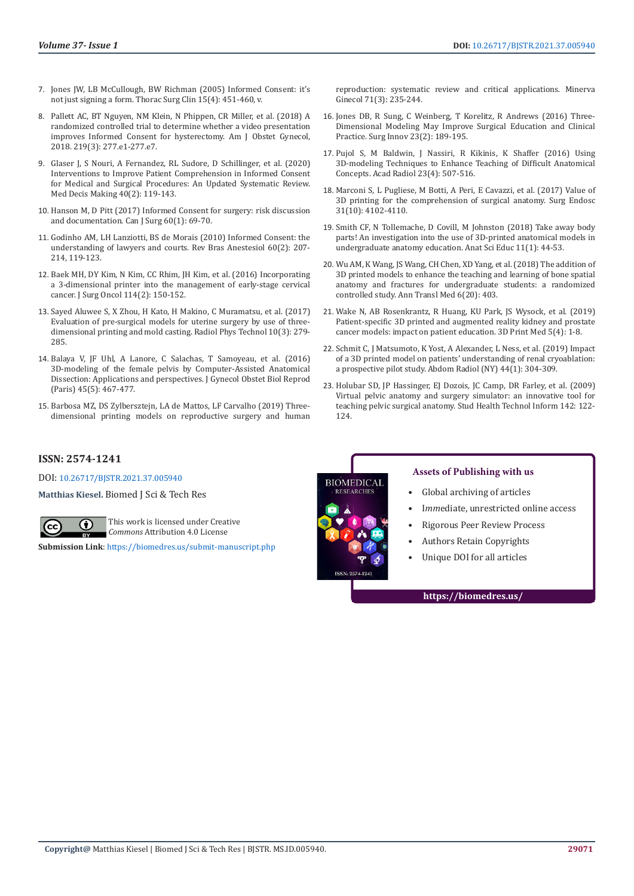7. Jones JW, LB McCullough, BW Richman (2005) Informed Consent: it's not just signing a form. Thorac Surg Clin 15(4): 451-460, v.
8. Pallett AC, BT Nguyen, NM Klein, N Phippen, CR Miller, et al. (2018) A randomized controlled trial to determine whether a video presentation improves Informed Consent for hysterectomy. Am J Obstet Gynecol, 2018. 219(3): 277.e1-277.e7.
9. Glaser J, S Nouri, A Fernandez, RL Sudore, D Schillinger, et al. (2020) Interventions to Improve Patient Comprehension in Informed Consent for Medical and Surgical Procedures: An Updated Systematic Review. Med Decis Making 40(2): 119-143.
10. Hanson M, D Pitt (2017) Informed Consent for surgery: risk discussion and documentation. Can J Surg 60(1): 69-70.
11. Godinho AM, LH Lanziotti, BS de Morais (2010) Informed Consent: the understanding of lawyers and courts. Rev Bras Anestesiol 60(2): 207-214, 119-123.
12. Baek MH, DY Kim, N Kim, CC Rhim, JH Kim, et al. (2016) Incorporating a 3-dimensional printer into the management of early-stage cervical cancer. J Surg Oncol 114(2): 150-152.
13. Sayed Aluwee S, X Zhou, H Kato, H Makino, C Muramatsu, et al. (2017) Evaluation of pre-surgical models for uterine surgery by use of three-dimensional printing and mold casting. Radiol Phys Technol 10(3): 279-285.
14. Balaya V, JF Uhl, A Lanore, C Salachas, T Samoyeau, et al. (2016) 3D-modeling of the female pelvis by Computer-Assisted Anatomical Dissection: Applications and perspectives. J Gynecol Obstet Biol Reprod (Paris) 45(5): 467-477.
15. Barbosa MZ, DS Zylbersztejn, LA de Mattos, LF Carvalho (2019) Three-dimensional printing models on reproductive surgery and human reproduction: systematic review and critical applications. Minerva Ginecol 71(3): 235-244.
16. Jones DB, R Sung, C Weinberg, T Korelitz, R Andrews (2016) Three-Dimensional Modeling May Improve Surgical Education and Clinical Practice. Surg Innov 23(2): 189-195.
17. Pujol S, M Baldwin, J Nassiri, R Kikinis, K Shaffer (2016) Using 3D-modeling Techniques to Enhance Teaching of Difficult Anatomical Concepts. Acad Radiol 23(4): 507-516.
18. Marconi S, L Pugliese, M Botti, A Peri, E Cavazzi, et al. (2017) Value of 3D printing for the comprehension of surgical anatomy. Surg Endosc 31(10): 4102-4110.
19. Smith CF, N Tollemache, D Covill, M Johnston (2018) Take away body parts! An investigation into the use of 3D-printed anatomical models in undergraduate anatomy education. Anat Sci Educ 11(1): 44-53.
20. Wu AM, K Wang, JS Wang, CH Chen, XD Yang, et al. (2018) The addition of 3D printed models to enhance the teaching and learning of bone spatial anatomy and fractures for undergraduate students: a randomized controlled study. Ann Transl Med 6(20): 403.
21. Wake N, AB Rosenkrantz, R Huang, KU Park, JS Wysock, et al. (2019) Patient-specific 3D printed and augmented reality kidney and prostate cancer models: impact on patient education. 3D Print Med 5(4): 1-8.
22. Schmit C, J Matsumoto, K Yost, A Alexander, L Ness, et al. (2019) Impact of a 3D printed model on patients' understanding of renal cryoablation: a prospective pilot study. Abdom Radiol (NY) 44(1): 304-309.
23. Holubar SD, JP Hassinger, EJ Dozois, JC Camp, DR Farley, et al. (2009) Virtual pelvic anatomy and surgery simulator: an innovative tool for teaching pelvic surgical anatomy. Stud Health Technol Inform 142: 122-124.

**ISSN: 2574-1241**

DOI: 10.26717/BJSTR.2021.37.005940

**Matthias Kiesel.** Biomed J Sci & Tech Res

This work is licensed under Creative *Commons* Attribution 4.0 License

**Submission Link**: https://biomedres.us/submit-manuscript.php

**Assets of Publishing with us**

- Global archiving of articles
- Immediate, unrestricted online access
- Rigorous Peer Review Process
- Authors Retain Copyrights
- Unique DOI for all articles

**https://biomedres.us/**